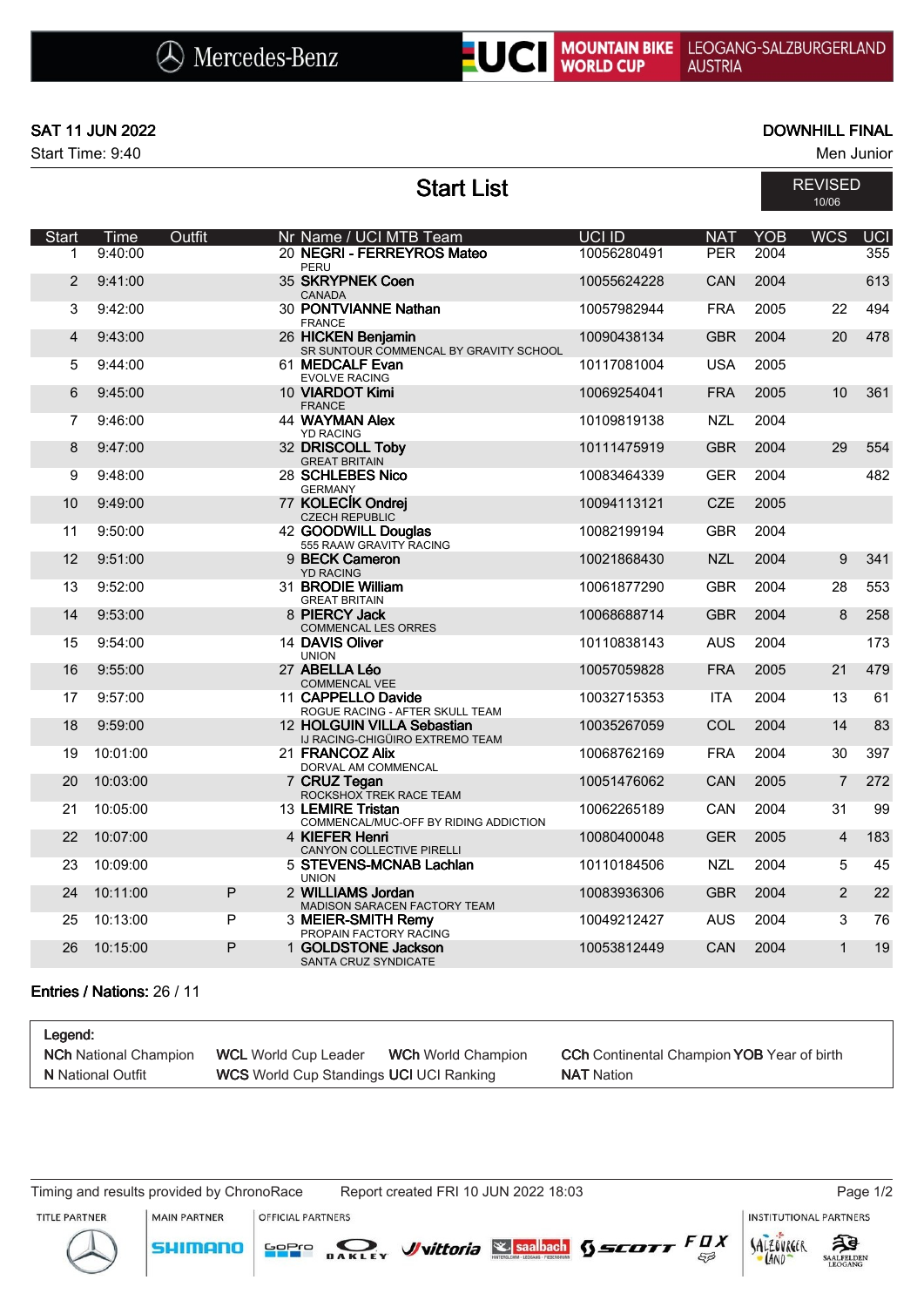Mercedes-Benz | UCI MOUNTAIN BIKE WORLD CUP | LEOGANG-SALZBURGERLAND AUSTRIA

**SAT 11 JUN 2022**

Start Time: 9:40

**DOWNHILL FINAL**

Men Junior

# Start List

REVISED 10/06

| Start | Time | Outfit | Nr | Name / UCI MTB Team | UCI ID | NAT | YOB | WCS | UCI |
|---|---|---|---|---|---|---|---|---|---|
| 1 | 9:40:00 | | 20 | **NEGRI - FERREYROS Mateo**<br>PERU | 10056280491 | PER | 2004 | | 355 |
| 2 | 9:41:00 | | 35 | **SKRYPNEK Coen**<br>CANADA | 10055624228 | CAN | 2004 | | 613 |
| 3 | 9:42:00 | | 30 | **PONTVIANNE Nathan**<br>FRANCE | 10057982944 | FRA | 2005 | 22 | 494 |
| 4 | 9:43:00 | | 26 | **HICKEN Benjamin**<br>SR SUNTOUR COMMENCAL BY GRAVITY SCHOOL | 10090438134 | GBR | 2004 | 20 | 478 |
| 5 | 9:44:00 | | 61 | **MEDCALF Evan**<br>EVOLVE RACING | 10117081004 | USA | 2005 | | |
| 6 | 9:45:00 | | 10 | **VIARDOT Kimi**<br>FRANCE | 10069254041 | FRA | 2005 | 10 | 361 |
| 7 | 9:46:00 | | 44 | **WAYMAN Alex**<br>YD RACING | 10109819138 | NZL | 2004 | | |
| 8 | 9:47:00 | | 32 | **DRISCOLL Toby**<br>GREAT BRITAIN | 10111475919 | GBR | 2004 | 29 | 554 |
| 9 | 9:48:00 | | 28 | **SCHLEBES Nico**<br>GERMANY | 10083464339 | GER | 2004 | | 482 |
| 10 | 9:49:00 | | 77 | **KOLECÍK Ondrej**<br>CZECH REPUBLIC | 10094113121 | CZE | 2005 | | |
| 11 | 9:50:00 | | 42 | **GOODWILL Douglas**<br>555 RAAW GRAVITY RACING | 10082199194 | GBR | 2004 | | |
| 12 | 9:51:00 | | 9 | **BECK Cameron**<br>YD RACING | 10021868430 | NZL | 2004 | 9 | 341 |
| 13 | 9:52:00 | | 31 | **BRODIE William**<br>GREAT BRITAIN | 10061877290 | GBR | 2004 | 28 | 553 |
| 14 | 9:53:00 | | 8 | **PIERCY Jack**<br>COMMENCAL LES ORRES | 10068688714 | GBR | 2004 | 8 | 258 |
| 15 | 9:54:00 | | 14 | **DAVIS Oliver**<br>UNION | 10110838143 | AUS | 2004 | | 173 |
| 16 | 9:55:00 | | 27 | **ABELLA Léo**<br>COMMENCAL VEE | 10057059828 | FRA | 2005 | 21 | 479 |
| 17 | 9:57:00 | | 11 | **CAPPELLO Davide**<br>ROGUE RACING - AFTER SKULL TEAM | 10032715353 | ITA | 2004 | 13 | 61 |
| 18 | 9:59:00 | | 12 | **HOLGUIN VILLA Sebastian**<br>IJ RACING-CHIGÜIRO EXTREMO TEAM | 10035267059 | COL | 2004 | 14 | 83 |
| 19 | 10:01:00 | | 21 | **FRANCOZ Alix**<br>DORVAL AM COMMENCAL | 10068762169 | FRA | 2004 | 30 | 397 |
| 20 | 10:03:00 | | 7 | **CRUZ Tegan**<br>ROCKSHOX TREK RACE TEAM | 10051476062 | CAN | 2005 | 7 | 272 |
| 21 | 10:05:00 | | 13 | **LEMIRE Tristan**<br>COMMENCAL/MUC-OFF BY RIDING ADDICTION | 10062265189 | CAN | 2004 | 31 | 99 |
| 22 | 10:07:00 | | 4 | **KIEFER Henri**<br>CANYON COLLECTIVE PIRELLI | 10080400048 | GER | 2005 | 4 | 183 |
| 23 | 10:09:00 | | 5 | **STEVENS-MCNAB Lachlan**<br>UNION | 10110184506 | NZL | 2004 | 5 | 45 |
| 24 | 10:11:00 | P | 2 | **WILLIAMS Jordan**<br>MADISON SARACEN FACTORY TEAM | 10083936306 | GBR | 2004 | 2 | 22 |
| 25 | 10:13:00 | P | 3 | **MEIER-SMITH Remy**<br>PROPAIN FACTORY RACING | 10049212427 | AUS | 2004 | 3 | 76 |
| 26 | 10:15:00 | P | 1 | **GOLDSTONE Jackson**<br>SANTA CRUZ SYNDICATE | 10053812449 | CAN | 2004 | 1 | 19 |

**Entries / Nations:** 26 / 11

**Legend:**
**NCh** National Champion **WCL** World Cup Leader **WCh** World Champion **CCh** Continental Champion **YOB** Year of birth
**N** National Outfit **WCS** World Cup Standings **UCI** UCI Ranking **NAT** Nation

Timing and results provided by ChronoRace — Report created FRI 10 JUN 2022 18:03

TITLE PARTNER — MAIN PARTNER: SHIMANO — OFFICIAL PARTNERS: GoPro, OAKLEY, vittoria, saalbach, SCOTT, FOX — INSTITUTIONAL PARTNERS: SALZBURGER LAND, SAALFELDEN LEOGANG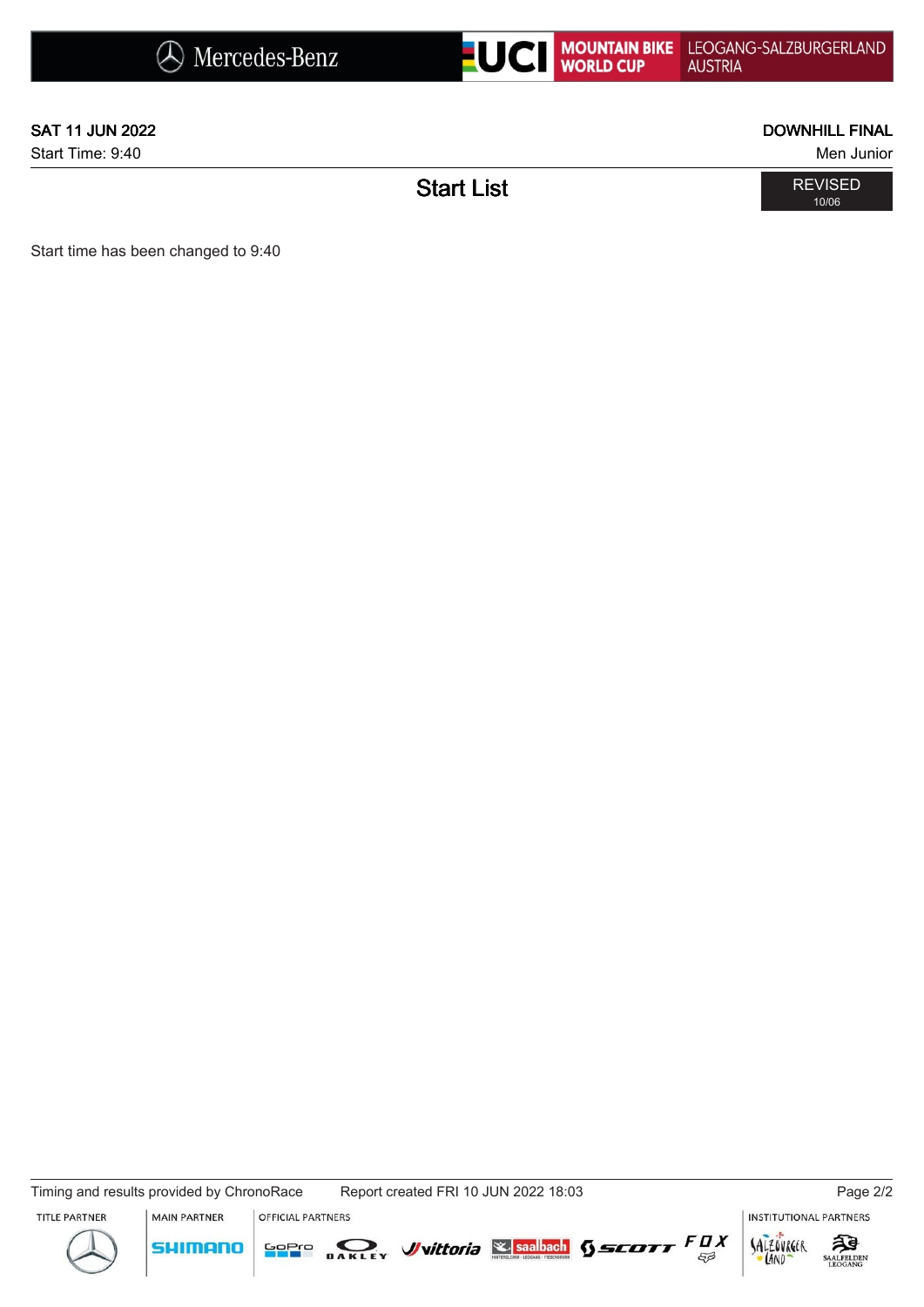SAT 11 JUN 2022

Start Time: 9:40

DOWNHILL FINAL

Men Junior

# Start List

REVISED
10/06

Start time has been changed to 9:40

Timing and results provided by ChronoRace    Report created FRI 10 JUN 2022 18:03